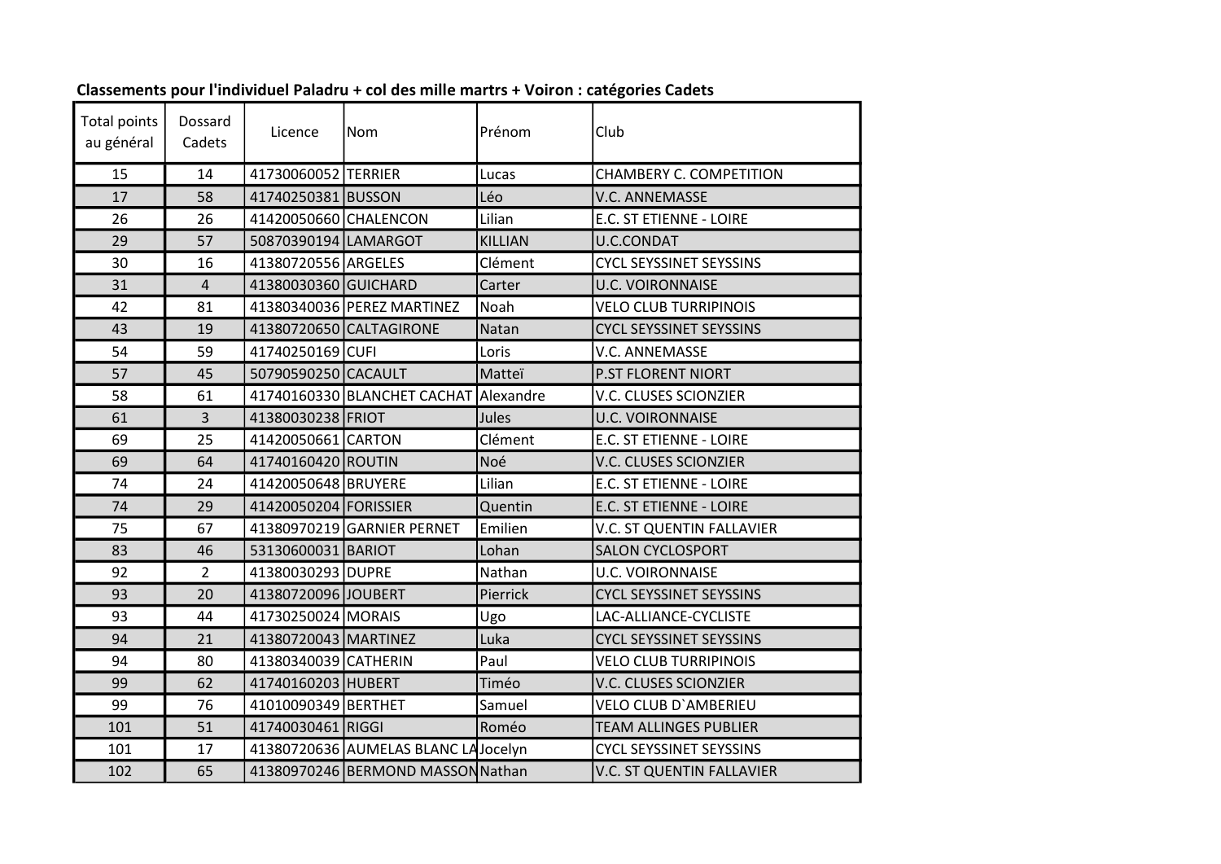**Classements pour l'individuel Paladru + col des mille martrs + Voiron : catégories Cadets**

| Total points au général | Dossard Cadets | Licence | Nom | Prénom | Club |
|---|---|---|---|---|---|
| 15 | 14 | 41730060052 | TERRIER | Lucas | CHAMBERY C. COMPETITION |
| 17 | 58 | 41740250381 | BUSSON | Léo | V.C. ANNEMASSE |
| 26 | 26 | 41420050660 | CHALENCON | Lilian | E.C. ST ETIENNE - LOIRE |
| 29 | 57 | 50870390194 | LAMARGOT | KILLIAN | U.C.CONDAT |
| 30 | 16 | 41380720556 | ARGELES | Clément | CYCL SEYSSINET SEYSSINS |
| 31 | 4 | 41380030360 | GUICHARD | Carter | U.C. VOIRONNAISE |
| 42 | 81 | 41380340036 | PEREZ MARTINEZ | Noah | VELO CLUB TURRIPINOIS |
| 43 | 19 | 41380720650 | CALTAGIRONE | Natan | CYCL SEYSSINET SEYSSINS |
| 54 | 59 | 41740250169 | CUFI | Loris | V.C. ANNEMASSE |
| 57 | 45 | 50790590250 | CACAULT | Matteï | P.ST FLORENT NIORT |
| 58 | 61 | 41740160330 | BLANCHET CACHAT | Alexandre | V.C. CLUSES SCIONZIER |
| 61 | 3 | 41380030238 | FRIOT | Jules | U.C. VOIRONNAISE |
| 69 | 25 | 41420050661 | CARTON | Clément | E.C. ST ETIENNE - LOIRE |
| 69 | 64 | 41740160420 | ROUTIN | Noé | V.C. CLUSES SCIONZIER |
| 74 | 24 | 41420050648 | BRUYERE | Lilian | E.C. ST ETIENNE - LOIRE |
| 74 | 29 | 41420050204 | FORISSIER | Quentin | E.C. ST ETIENNE - LOIRE |
| 75 | 67 | 41380970219 | GARNIER PERNET | Emilien | V.C. ST QUENTIN FALLAVIER |
| 83 | 46 | 53130600031 | BARIOT | Lohan | SALON CYCLOSPORT |
| 92 | 2 | 41380030293 | DUPRE | Nathan | U.C. VOIRONNAISE |
| 93 | 20 | 41380720096 | JOUBERT | Pierrick | CYCL SEYSSINET SEYSSINS |
| 93 | 44 | 41730250024 | MORAIS | Ugo | LAC-ALLIANCE-CYCLISTE |
| 94 | 21 | 41380720043 | MARTINEZ | Luka | CYCL SEYSSINET SEYSSINS |
| 94 | 80 | 41380340039 | CATHERIN | Paul | VELO CLUB TURRIPINOIS |
| 99 | 62 | 41740160203 | HUBERT | Timéo | V.C. CLUSES SCIONZIER |
| 99 | 76 | 41010090349 | BERTHET | Samuel | VELO CLUB D`AMBERIEU |
| 101 | 51 | 41740030461 | RIGGI | Roméo | TEAM ALLINGES PUBLIER |
| 101 | 17 | 41380720636 | AUMELAS BLANC LA | Jocelyn | CYCL SEYSSINET SEYSSINS |
| 102 | 65 | 41380970246 | BERMOND MASSON | Nathan | V.C. ST QUENTIN FALLAVIER |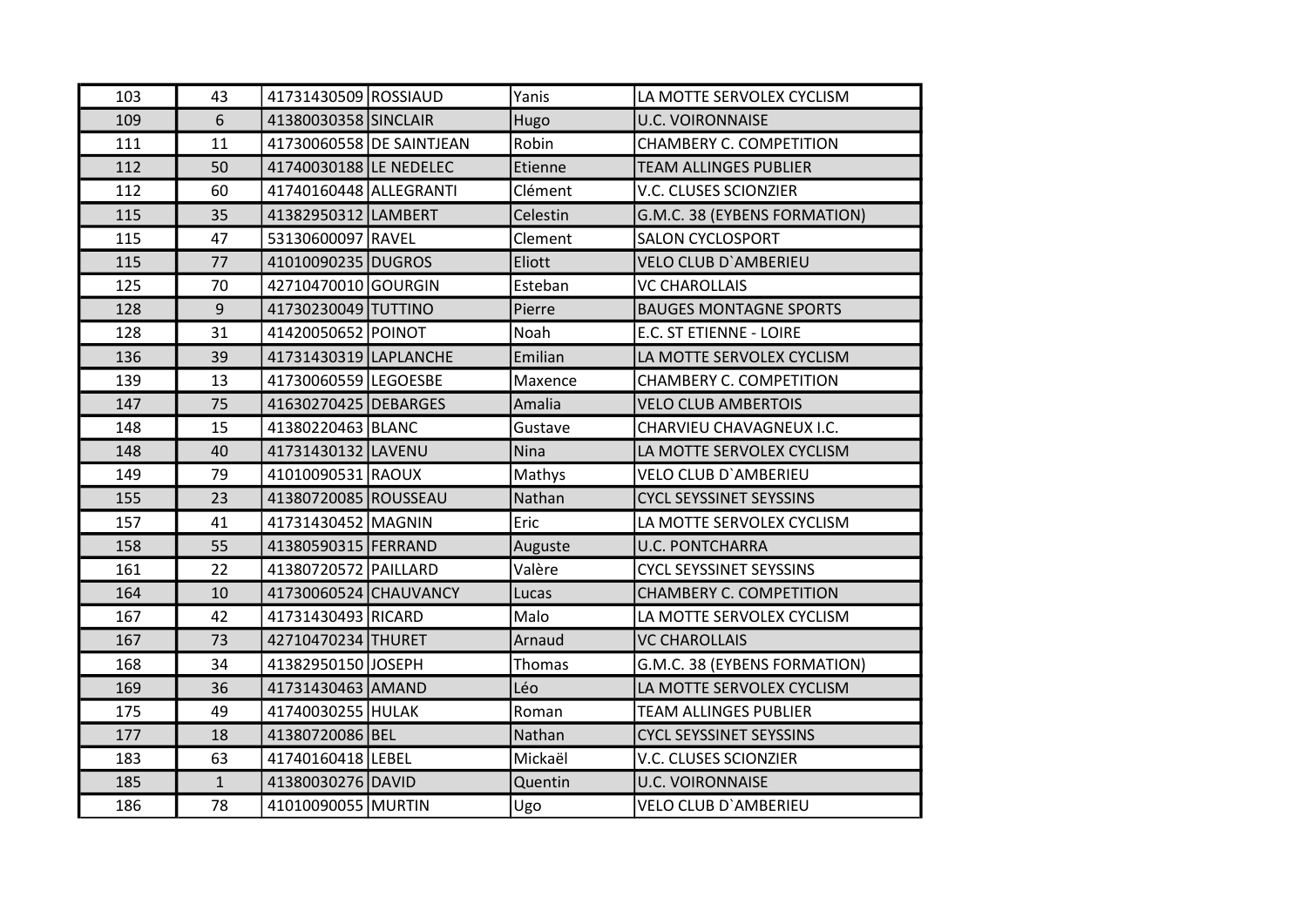| | | | | | |
|---|---|---|---|---|---|
| 103 | 43 | 41731430509 | ROSSIAUD | Yanis | LA MOTTE SERVOLEX CYCLISM |
| 109 | 6 | 41380030358 | SINCLAIR | Hugo | U.C. VOIRONNAISE |
| 111 | 11 | 41730060558 | DE SAINTJEAN | Robin | CHAMBERY C. COMPETITION |
| 112 | 50 | 41740030188 | LE NEDELEC | Etienne | TEAM ALLINGES PUBLIER |
| 112 | 60 | 41740160448 | ALLEGRANTI | Clément | V.C. CLUSES SCIONZIER |
| 115 | 35 | 41382950312 | LAMBERT | Celestin | G.M.C. 38 (EYBENS FORMATION) |
| 115 | 47 | 53130600097 | RAVEL | Clement | SALON CYCLOSPORT |
| 115 | 77 | 41010090235 | DUGROS | Eliott | VELO CLUB D`AMBERIEU |
| 125 | 70 | 42710470010 | GOURGIN | Esteban | VC CHAROLLAIS |
| 128 | 9 | 41730230049 | TUTTINO | Pierre | BAUGES MONTAGNE SPORTS |
| 128 | 31 | 41420050652 | POINOT | Noah | E.C. ST ETIENNE - LOIRE |
| 136 | 39 | 41731430319 | LAPLANCHE | Emilian | LA MOTTE SERVOLEX CYCLISM |
| 139 | 13 | 41730060559 | LEGOESBE | Maxence | CHAMBERY C. COMPETITION |
| 147 | 75 | 41630270425 | DEBARGES | Amalia | VELO CLUB AMBERTOIS |
| 148 | 15 | 41380220463 | BLANC | Gustave | CHARVIEU CHAVAGNEUX I.C. |
| 148 | 40 | 41731430132 | LAVENU | Nina | LA MOTTE SERVOLEX CYCLISM |
| 149 | 79 | 41010090531 | RAOUX | Mathys | VELO CLUB D`AMBERIEU |
| 155 | 23 | 41380720085 | ROUSSEAU | Nathan | CYCL SEYSSINET SEYSSINS |
| 157 | 41 | 41731430452 | MAGNIN | Eric | LA MOTTE SERVOLEX CYCLISM |
| 158 | 55 | 41380590315 | FERRAND | Auguste | U.C. PONTCHARRA |
| 161 | 22 | 41380720572 | PAILLARD | Valère | CYCL SEYSSINET SEYSSINS |
| 164 | 10 | 41730060524 | CHAUVANCY | Lucas | CHAMBERY C. COMPETITION |
| 167 | 42 | 41731430493 | RICARD | Malo | LA MOTTE SERVOLEX CYCLISM |
| 167 | 73 | 42710470234 | THURET | Arnaud | VC CHAROLLAIS |
| 168 | 34 | 41382950150 | JOSEPH | Thomas | G.M.C. 38 (EYBENS FORMATION) |
| 169 | 36 | 41731430463 | AMAND | Léo | LA MOTTE SERVOLEX CYCLISM |
| 175 | 49 | 41740030255 | HULAK | Roman | TEAM ALLINGES PUBLIER |
| 177 | 18 | 41380720086 | BEL | Nathan | CYCL SEYSSINET SEYSSINS |
| 183 | 63 | 41740160418 | LEBEL | Mickaël | V.C. CLUSES SCIONZIER |
| 185 | 1 | 41380030276 | DAVID | Quentin | U.C. VOIRONNAISE |
| 186 | 78 | 41010090055 | MURTIN | Ugo | VELO CLUB D`AMBERIEU |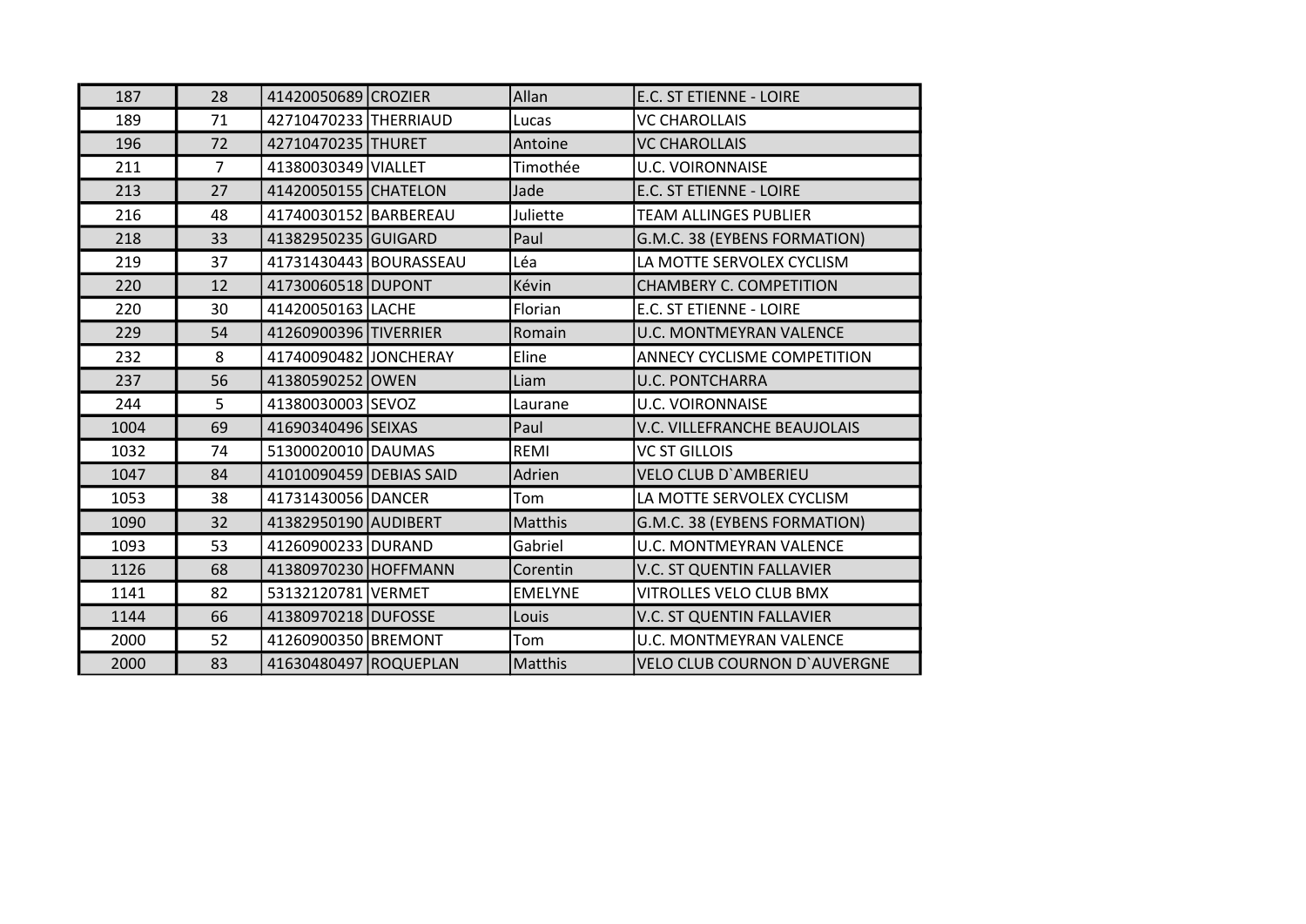| | | | | | |
|---|---|---|---|---|---|
| 187 | 28 | 41420050689 | CROZIER | Allan | E.C. ST ETIENNE - LOIRE |
| 189 | 71 | 42710470233 | THERRIAUD | Lucas | VC CHAROLLAIS |
| 196 | 72 | 42710470235 | THURET | Antoine | VC CHAROLLAIS |
| 211 | 7 | 41380030349 | VIALLET | Timothée | U.C. VOIRONNAISE |
| 213 | 27 | 41420050155 | CHATELON | Jade | E.C. ST ETIENNE - LOIRE |
| 216 | 48 | 41740030152 | BARBEREAU | Juliette | TEAM ALLINGES PUBLIER |
| 218 | 33 | 41382950235 | GUIGARD | Paul | G.M.C. 38 (EYBENS FORMATION) |
| 219 | 37 | 41731430443 | BOURASSEAU | Léa | LA MOTTE SERVOLEX CYCLISM |
| 220 | 12 | 41730060518 | DUPONT | Kévin | CHAMBERY C. COMPETITION |
| 220 | 30 | 41420050163 | LACHE | Florian | E.C. ST ETIENNE - LOIRE |
| 229 | 54 | 41260900396 | TIVERRIER | Romain | U.C. MONTMEYRAN VALENCE |
| 232 | 8 | 41740090482 | JONCHERAY | Eline | ANNECY CYCLISME COMPETITION |
| 237 | 56 | 41380590252 | OWEN | Liam | U.C. PONTCHARRA |
| 244 | 5 | 41380030003 | SEVOZ | Laurane | U.C. VOIRONNAISE |
| 1004 | 69 | 41690340496 | SEIXAS | Paul | V.C. VILLEFRANCHE BEAUJOLAIS |
| 1032 | 74 | 51300020010 | DAUMAS | REMI | VC ST GILLOIS |
| 1047 | 84 | 41010090459 | DEBIAS SAID | Adrien | VELO CLUB D`AMBERIEU |
| 1053 | 38 | 41731430056 | DANCER | Tom | LA MOTTE SERVOLEX CYCLISM |
| 1090 | 32 | 41382950190 | AUDIBERT | Matthis | G.M.C. 38 (EYBENS FORMATION) |
| 1093 | 53 | 41260900233 | DURAND | Gabriel | U.C. MONTMEYRAN VALENCE |
| 1126 | 68 | 41380970230 | HOFFMANN | Corentin | V.C. ST QUENTIN FALLAVIER |
| 1141 | 82 | 53132120781 | VERMET | EMELYNE | VITROLLES VELO CLUB BMX |
| 1144 | 66 | 41380970218 | DUFOSSE | Louis | V.C. ST QUENTIN FALLAVIER |
| 2000 | 52 | 41260900350 | BREMONT | Tom | U.C. MONTMEYRAN VALENCE |
| 2000 | 83 | 41630480497 | ROQUEPLAN | Matthis | VELO CLUB COURNON D`AUVERGNE |